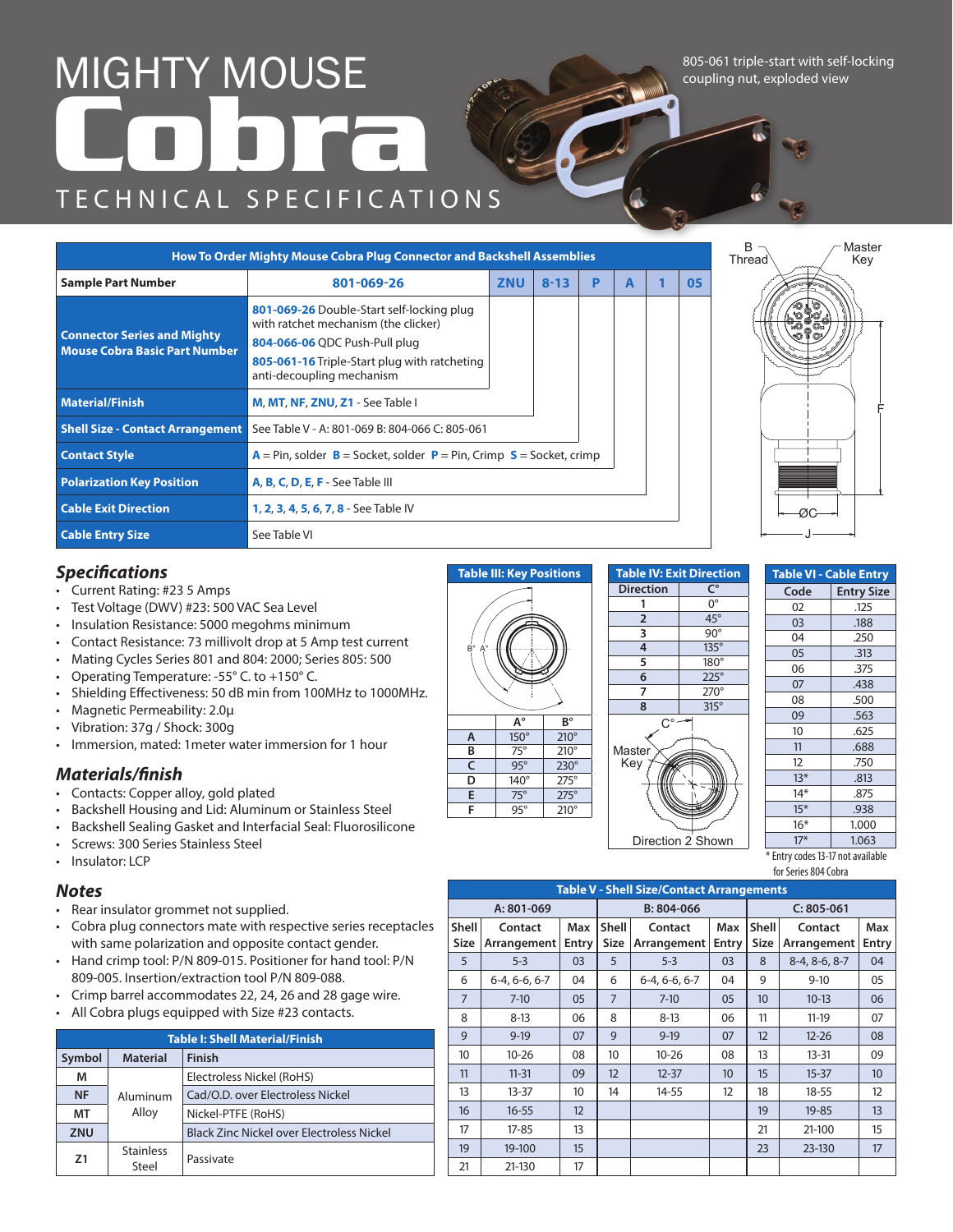# MIGHTY MOUSE Cobra

## TECHNICAL SPECIFICATIONS

805-061 triple-start with self-locking coupling nut, exploded view

| How To Order Mighty Mouse Cobra Plug Connector and Backshell Assemblies | | | | | | |
|---|---|---|---|---|---|---|
| **Sample Part Number** | **801-069-26** | **ZNU** | **8-13** | **P** | **A** | **1** | **05** |
| **Connector Series and Mighty Mouse Cobra Basic Part Number** | **801-069-26** Double-Start self-locking plug with ratchet mechanism (the clicker)<br>**804-066-06** QDC Push-Pull plug<br>**805-061-16** Triple-Start plug with ratcheting anti-decoupling mechanism | | | | | | |
| **Material/Finish** | **M**, **MT**, **NF**, **ZNU**, **Z1** - See Table I | | | | | | |
| **Shell Size - Contact Arrangement** | See Table V - A: 801-069 B: 804-066 C: 805-061 | | | | | | |
| **Contact Style** | **A** = Pin, solder **B** = Socket, solder **P** = Pin, Crimp **S** = Socket, crimp | | | | | | |
| **Polarization Key Position** | **A**, **B**, **C**, **D**, **E**, **F** - See Table III | | | | | | |
| **Cable Exit Direction** | **1**, **2**, **3**, **4**, **5**, **6**, **7**, **8** - See Table IV | | | | | | |
| **Cable Entry Size** | See Table VI | | | | | | |

B Thread, Master Key, F, ØC, J

## *Specifications*

- Current Rating: #23 5 Amps
- Test Voltage (DWV) #23: 500 VAC Sea Level
- Insulation Resistance: 5000 megohms minimum
- Contact Resistance: 73 millivolt drop at 5 Amp test current
- Mating Cycles Series 801 and 804: 2000; Series 805: 500
- Operating Temperature: -55° C. to +150° C.
- Shielding Effectiveness: 50 dB min from 100MHz to 1000MHz.
- Magnetic Permeability: 2.0µ
- Vibration: 37g / Shock: 300g
- Immersion, mated: 1meter water immersion for 1 hour

## *Materials/finish*

- Contacts: Copper alloy, gold plated
- Backshell Housing and Lid: Aluminum or Stainless Steel
- Backshell Sealing Gasket and Interfacial Seal: Fluorosilicone
- Screws: 300 Series Stainless Steel
- Insulator: LCP

## *Notes*

- Rear insulator grommet not supplied.
- Cobra plug connectors mate with respective series receptacles with same polarization and opposite contact gender.
- Hand crimp tool: P/N 809-015. Positioner for hand tool: P/N 809-005. Insertion/extraction tool P/N 809-088.
- Crimp barrel accommodates 22, 24, 26 and 28 gage wire.
- All Cobra plugs equipped with Size #23 contacts.

**Table I: Shell Material/Finish**

| Symbol | Material | Finish |
|---|---|---|
| M | Aluminum Alloy | Electroless Nickel (RoHS) |
| NF | | Cad/O.D. over Electroless Nickel |
| MT | | Nickel-PTFE (RoHS) |
| ZNU | | Black Zinc Nickel over Electroless Nickel |
| Z1 | Stainless Steel | Passivate |

**Table III: Key Positions**

| | A° | B° |
|---|---|---|
| A | 150° | 210° |
| B | 75° | 210° |
| C | 95° | 230° |
| D | 140° | 275° |
| E | 75° | 275° |
| F | 95° | 210° |

**Table IV: Exit Direction**

| Direction | C° |
|---|---|
| 1 | 0° |
| 2 | 45° |
| 3 | 90° |
| 4 | 135° |
| 5 | 180° |
| 6 | 225° |
| 7 | 270° |
| 8 | 315° |

Master Key — Direction 2 Shown

**Table VI - Cable Entry**

| Code | Entry Size |
|---|---|
| 02 | .125 |
| 03 | .188 |
| 04 | .250 |
| 05 | .313 |
| 06 | .375 |
| 07 | .438 |
| 08 | .500 |
| 09 | .563 |
| 10 | .625 |
| 11 | .688 |
| 12 | .750 |
| 13* | .813 |
| 14* | .875 |
| 15* | .938 |
| 16* | 1.000 |
| 17* | 1.063 |

\* Entry codes 13-17 not available for Series 804 Cobra

**Table V - Shell Size/Contact Arrangements**

| A: 801-069 | | | B: 804-066 | | | C: 805-061 | | |
|---|---|---|---|---|---|---|---|---|
| Shell Size | Contact Arrangement | Max Entry | Shell Size | Contact Arrangement | Max Entry | Shell Size | Contact Arrangement | Max Entry |
| 5 | 5-3 | 03 | 5 | 5-3 | 03 | 8 | 8-4, 8-6, 8-7 | 04 |
| 6 | 6-4, 6-6, 6-7 | 04 | 6 | 6-4, 6-6, 6-7 | 04 | 9 | 9-10 | 05 |
| 7 | 7-10 | 05 | 7 | 7-10 | 05 | 10 | 10-13 | 06 |
| 8 | 8-13 | 06 | 8 | 8-13 | 06 | 11 | 11-19 | 07 |
| 9 | 9-19 | 07 | 9 | 9-19 | 07 | 12 | 12-26 | 08 |
| 10 | 10-26 | 08 | 10 | 10-26 | 08 | 13 | 13-31 | 09 |
| 11 | 11-31 | 09 | 12 | 12-37 | 10 | 15 | 15-37 | 10 |
| 13 | 13-37 | 10 | 14 | 14-55 | 12 | 18 | 18-55 | 12 |
| 16 | 16-55 | 12 | | | | 19 | 19-85 | 13 |
| 17 | 17-85 | 13 | | | | 21 | 21-100 | 15 |
| 19 | 19-100 | 15 | | | | 23 | 23-130 | 17 |
| 21 | 21-130 | 17 | | | | | | |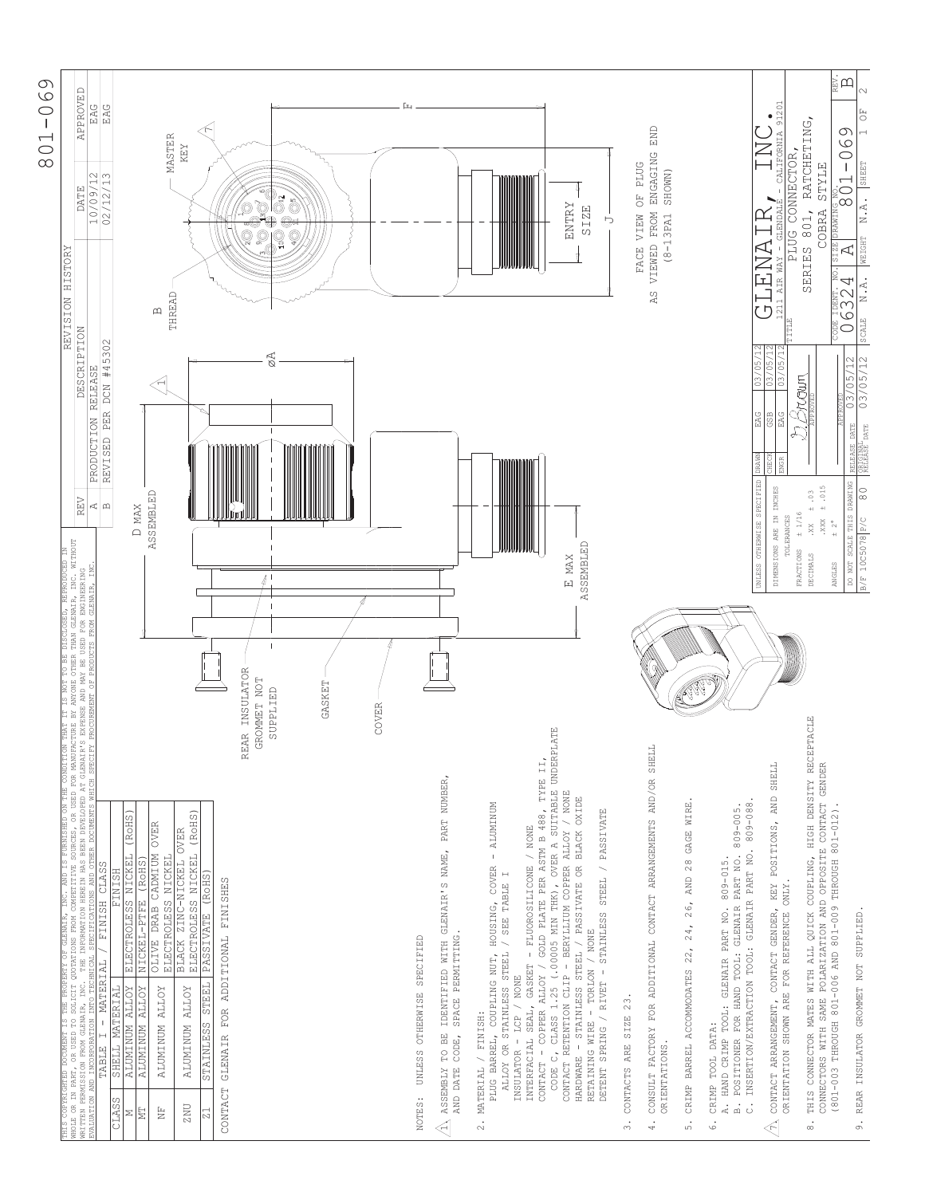# 801-069

THIS COPYRIGHTED DOCUMENT IS THE PROPERTY OF GLENAIR, INC. AND IS FURNISHED ON THE CONDITION THAT IT IS NOT TO BE DISCLOSED, REPRODUCED IN WHOLE OR IN PART, OR USED TO SOLICIT QUOTATIONS FROM COMPETITIVE SOURCES, OR USED FOR MANUFACTURE BY ANYONE OTHER THAN GLENAIR, INC. WITHOUT WRITTEN PERMISSION FROM GLENAIR, INC. THE INFORMATION HEREIN HAS BEEN DEVELOPED AT GLENAIR'S EXPENSE AND MAY BE USED FOR ENGINEERING EVALUATION AND INCORPORATION INTO TECHNICAL SPECIFICATIONS AND OTHER DOCUMENTS WHICH SPECIFY PROCUREMENT OF PRODUCTS FROM GLENAIR, INC.

## REVISION HISTORY

| REV | DESCRIPTION | DATE | APPROVED |
|---|---|---|---|
| A | PRODUCTION RELEASE | 10/09/12 | EAG |
| B | REVISED PER DCN #45302 | 02/12/13 | EAG |

## TABLE I - MATERIAL / FINISH CLASS

| CLASS | SHELL MATERIAL | FINISH |
|---|---|---|
| M | ALUMINUM ALLOY | ELECTROLESS NICKEL (RoHS) |
| MT | ALUMINUM ALLOY | NICKEL-PTFE (RoHS) |
| NF | ALUMINUM ALLOY | OLIVE DRAB CADMIUM OVER ELECTROLESS NICKEL |
| ZNU | ALUMINUM ALLOY | BLACK ZINC-NICKEL OVER ELECTROLESS NICKEL (RoHS) |
| Z1 | STAINLESS STEEL | PASSIVATE (RoHS) |

CONTACT GLENAIR FOR ADDITIONAL FINISHES

D MAX ASSEMBLED

E MAX ASSEMBLED

ØA

B THREAD

MASTER KEY

ENTRY SIZE

J

F

REAR INSULATOR GROMMET NOT SUPPLIED

GASKET

COVER

FACE VIEW OF PLUG AS VIEWED FROM ENGAGING END (8-13PA1 SHOWN)

NOTES: UNLESS OTHERWISE SPECIFIED

1. ASSEMBLY TO BE IDENTIFIED WITH GLENAIR'S NAME, PART NUMBER, AND DATE CODE, SPACE PERMITTING.
2. MATERIAL / FINISH:
   PLUG BARREL, COUPLING NUT, HOUSING, COVER - ALUMINUM ALLOY OR STAINLESS STEEL / SEE TABLE I
   INSULATOR - LCP / NONE
   INTERFACIAL SEAL, GASKET - FLUOROSILICONE / NONE
   CONTACT - COPPER ALLOY / GOLD PLATE PER ASTM B 488, TYPE II, CODE C, CLASS 1.25 (.00005 MIN THK), OVER A SUITABLE UNDERPLATE
   CONTACT RETENTION CLIP - BERYLLIUM COPPER ALLOY / NONE
   HARDWARE - STAINLESS STEEL / PASSIVATE OR BLACK OXIDE
   RETAINING WIRE - TORLON / NONE
   DETENT SPRING / RIVET - STAINLESS STEEL / PASSIVATE
3. CONTACTS ARE SIZE 23.
4. CONSULT FACTORY FOR ADDITIONAL CONTACT ARRANGEMENTS AND/OR SHELL ORIENTATIONS.
5. CRIMP BARREL ACCOMMODATES 22, 24, 26, AND 28 GAGE WIRE.
6. CRIMP TOOL DATA:
   A. HAND CRIMP TOOL: GLENAIR PART NO. 809-015.
   B. POSITIONER FOR HAND TOOL: GLENAIR PART NO. 809-005.
   C. INSERTION/EXTRACTION TOOL: GLENAIR PART NO. 809-088.
7. CONTACT ARRANGEMENT, CONTACT GENDER, KEY POSITIONS, AND SHELL ORIENTATION SHOWN ARE FOR REFERENCE ONLY.
8. THIS CONNECTOR MATES WITH ALL QUICK COUPLING, HIGH DENSITY RECEPTACLE CONNECTORS WITH SAME POLARIZATION AND OPPOSITE CONTACT GENDER (801-003 THROUGH 801-006 AND 801-009 THROUGH 801-012).
9. REAR INSULATOR GROMMET NOT SUPPLIED.

UNLESS OTHERWISE SPECIFIED DIMENSIONS ARE IN INCHES
TOLERANCES: FRACTIONS ± 1/16; DECIMALS .XX ± .03, .XXX ± .015; ANGLES ± 2°

DO NOT SCALE THIS DRAWING

B/F 10C5078 | P/C 80

| DRAWN | EAG | 03/05/12 |
|---|---|---|
| CHECK | GSB | 03/05/12 |
| ENGR | EAG | 03/05/12 |

APPROVED: 03/05/12
RELEASE DATE: 03/05/12
ORIGINAL RELEASE DATE: 03/05/12

GLENAIR, INC.
1211 AIR WAY - GLENDALE - CALIFORNIA 91201

TITLE: PLUG CONNECTOR, SERIES 801, RATCHETING, COBRA STYLE

| CODE IDENT. NO. | SIZE | DRAWING NO. | REV. |
|---|---|---|---|
| 06324 | A | 801-069 | B |

SCALE N.A. | WEIGHT N.A. | SHEET 1 OF 2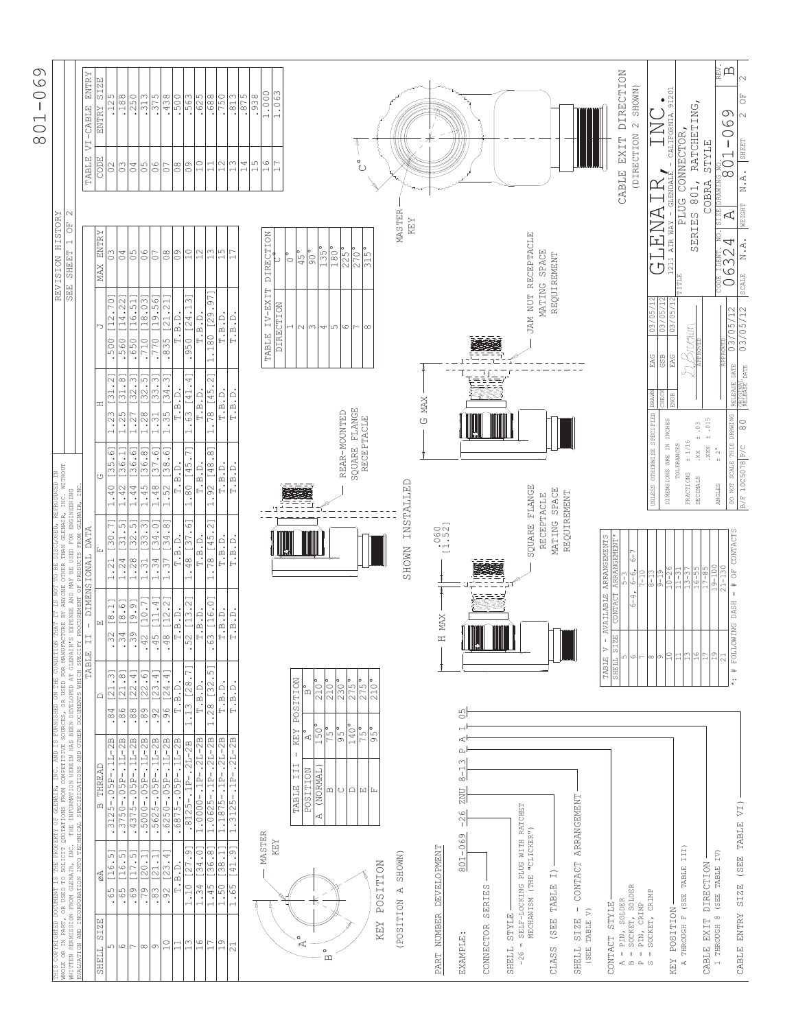# 801-069

THIS COPYRIGHTED DOCUMENT IS THE PROPERTY OF GLENAIR, INC. AND IS FURNISHED ON THE CONDITION THAT IT IS NOT TO BE DISCLOSED, REPRODUCED IN WHOLE OR IN PART, OR USED TO SOLICIT QUOTATIONS FROM COMPETITIVE SOURCES, OR USED FOR MANUFACTURE BY ANYONE OTHER THAN GLENAIR, INC. WITHOUT WRITTEN PERMISSION FROM GLENAIR, INC. THE INFORMATION HEREIN HAS BEEN DEVELOPED AT GLENAIR'S EXPENSE AND MAY BE USED FOR ENGINEERING EVALUATION AND INCORPORATION INTO TECHNICAL SPECIFICATIONS AND OTHER DOCUMENTS WHICH SPECIFY PROCUREMENT OF PRODUCTS FROM GLENAIR, INC.

REVISION HISTORY
SEE SHEET 1 OF 2

## TABLE II - DIMENSIONAL DATA

| SHELL SIZE | ØA | B THREAD | D | E | F | G | H | J | MAX ENTRY |
|---|---|---|---|---|---|---|---|---|---|
| 5 | .65 [16.5] | .3125-.05P-.1L-2B | .84 [21.3] | .32 [8.1] | 1.21 [30.7] | 1.40 [35.6] | 1.23 [31.2] | .500 [12.70] | 03 |
| 6 | .65 [16.5] | .3750-.05P-.1L-2B | .86 [21.8] | .34 [8.6] | 1.24 [31.5] | 1.42 [36.1] | 1.25 [31.8] | .560 [14.22] | 04 |
| 7 | .69 [17.5] | .4375-.05P-.1L-2B | .88 [22.4] | .39 [9.9] | 1.28 [32.5] | 1.44 [36.6] | 1.27 [32.3] | .650 [16.51] | 05 |
| 8 | .79 [20.1] | .5000-.05P-.1L-2B | .89 [22.6] | .42 [10.7] | 1.31 [33.3] | 1.45 [36.8] | 1.28 [32.5] | .710 [18.03] | 06 |
| 9 | .83 [21.1] | .5625-.05P-.1L-2B | .92 [23.4] | .45 [11.4] | 1.34 [34.0] | 1.48 [37.6] | 1.31 [33.3] | .770 [19.56] | 07 |
| 10 | .92 [23.4] | .6250-.05P-.1L-2B | .96 [24.4] | .48 [12.2] | 1.37 [34.8] | 1.52 [38.6] | 1.35 [34.3] | .835 [21.21] | 08 |
| 11 | T.B.D. | .6875-.05P-.1L-2B | T.B.D. | T.B.D. | T.B.D. | T.B.D. | T.B.D. | T.B.D. | 09 |
| 13 | 1.10 [27.9] | .8125-.1P-.2L-2B | 1.13 [28.7] | .52 [13.2] | 1.48 [37.6] | 1.80 [45.7] | 1.63 [41.4] | .950 [24.13] | 10 |
| 16 | 1.34 [34.0] | 1.0000-.1P-.2L-2B | T.B.D. | T.B.D. | T.B.D. | T.B.D. | T.B.D. | T.B.D. | 12 |
| 17 | 1.45 [36.8] | 1.0625-.1P-.2L-2B | 1.28 [32.5] | .63 [16.0] | 1.78 [45.2] | 1.92 [48.8] | 1.78 [45.2] | 1.180 [29.97] | 13 |
| 19 | 1.50 [38.1] | 1.1875-.1P-.2L-2B | T.B.D. | T.B.D. | T.B.D. | T.B.D. | T.B.D. | T.B.D. | 15 |
| 21 | 1.65 [41.9] | 1.3125-.1P-.2L-2B | T.B.D. | T.B.D. | T.B.D. | T.B.D. | T.B.D. | T.B.D. | 17 |

## TABLE VI - CABLE ENTRY

| CODE | ENTRY SIZE |
|---|---|
| 02 | .125 |
| 03 | .188 |
| 04 | .250 |
| 05 | .313 |
| 06 | .375 |
| 07 | .438 |
| 08 | .500 |
| 09 | .563 |
| 10 | .625 |
| 11 | .688 |
| 12 | .750 |
| 13 | .813 |
| 14 | .875 |
| 15 | .938 |
| 16 | 1.000 |
| 17 | 1.063 |

## TABLE III - KEY POSITION

| POSITION | A° | B° |
|---|---|---|
| A (NORMAL) | 150° | 210° |
| B | 75° | 210° |
| C | 95° | 230° |
| D | 140° | 275° |
| E | 75° | 275° |
| F | 95° | 210° |

MASTER KEY

KEY POSITION
(POSITION A SHOWN)

## TABLE IV - EXIT DIRECTION

| DIRECTION | C° |
|---|---|
| 1 | 0° |
| 2 | 45° |
| 3 | 90° |
| 4 | 135° |
| 5 | 180° |
| 6 | 225° |
| 7 | 270° |
| 8 | 315° |

## TABLE V - AVAILABLE ARRANGEMENTS

| SHELL SIZE | CONTACT ARRANGEMENT* |
|---|---|
| 5 | 5-3 |
| 6 | 6-4, 6-6, 6-7 |
| 7 | 7-10 |
| 8 | 8-13 |
| 9 | 9-19 |
| 10 | 10-26 |
| 11 | 11-31 |
| 13 | 13-37 |
| 16 | 16-55 |
| 17 | 17-85 |
| 19 | 19-100 |
| 21 | 21-130 |

*: # FOLLOWING DASH = # OF CONTACTS

## PART NUMBER DEVELOPMENT

EXAMPLE: 801-069 -26 ZNU 8-13 P A 1 05

- CONNECTOR SERIES
- SHELL STYLE
  - -26 = SELF-LOCKING PLUG WITH RATCHET MECHANISM (THE "CLICKER")
- CLASS (SEE TABLE I)
- SHELL SIZE - CONTACT ARRANGEMENT (SEE TABLE V)
- CONTACT STYLE
  - A = PIN, SOLDER
  - B = SOCKET, SOLDER
  - P = PIN, CRIMP
  - S = SOCKET, CRIMP
- KEY POSITION
  - A THROUGH F (SEE TABLE III)
- CABLE EXIT DIRECTION
  - 1 THROUGH 8 (SEE TABLE IV)
- CABLE ENTRY SIZE (SEE TABLE VI)

H MAX — .060 [1.52] — SHOWN INSTALLED — G MAX

SQUARE FLANGE RECEPTACLE MATING SPACE REQUIREMENT

REAR-MOUNTED SQUARE FLANGE RECEPTACLE

JAM NUT RECEPTACLE MATING SPACE REQUIREMENT

MASTER KEY — C°

CABLE EXIT DIRECTION
(DIRECTION 2 SHOWN)

UNLESS OTHERWISE SPECIFIED DIMENSIONS ARE IN INCHES
TOLERANCES
FRACTIONS ± 1/16
DECIMALS .XX ± .03 .XXX ± .015
ANGLES ± 2°
DO NOT SCALE THIS DRAWING

| | | |
|---|---|---|
| DRAWN | EAG | 03/05/12 |
| CHECK | GSB | 03/05/12 |
| ENGR | EAG | 03/05/12 |

APPROVED

RELEASE DATE 03/05/12
ORIGINAL RELEASE DATE 03/05/12

B/F 10C5078 P/C 80

GLENAIR, INC.
1211 AIR WAY - GLENDALE - CALIFORNIA 91201

TITLE: PLUG CONNECTOR, SERIES 801, RATCHETING, COBRA STYLE

CODE IDENT. NO. 06324 | SIZE A | DRAWING NO. 801-069 | REV. B

SCALE N.A. | WEIGHT N.A. | SHEET 2 OF 2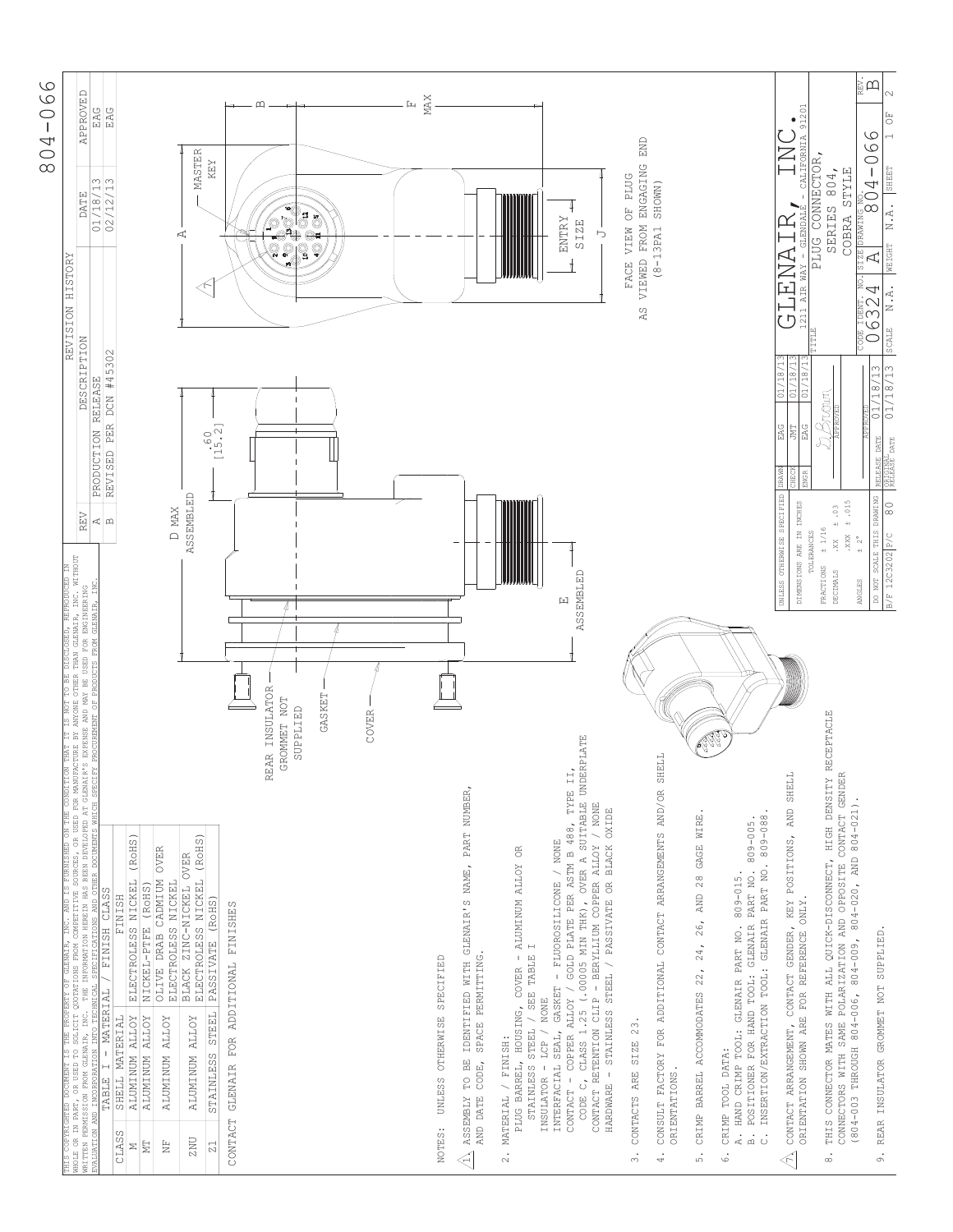# 804-066

THIS COPYRIGHTED DOCUMENT IS THE PROPERTY OF GLENAIR, INC. AND IS FURNISHED ON THE CONDITION THAT IT IS NOT TO BE DISCLOSED, REPRODUCED IN WHOLE OR IN PART, OR USED TO SOLICIT QUOTATIONS FROM COMPETITIVE SOURCES, OR USED FOR MANUFACTURE BY ANYONE OTHER THAN GLENAIR, INC. WITHOUT WRITTEN PERMISSION FROM GLENAIR, INC. THE INFORMATION HEREIN HAS BEEN DEVELOPED AT GLENAIR'S EXPENSE AND MAY BE USED FOR ENGINEERING EVALUATION AND INCORPORATION INTO TECHNICAL SPECIFICATIONS AND OTHER DOCUMENTS WHICH SPECIFY PROCUREMENT OF PRODUCTS FROM GLENAIR, INC.

## REVISION HISTORY

| REV | DESCRIPTION | DATE | APPROVED |
|---|---|---|---|
| A | PRODUCTION RELEASE | 01/18/13 | EAG |
| B | REVISED PER DCN #45302 | 02/12/13 | EAG |

## TABLE I - MATERIAL / FINISH CLASS

| CLASS | SHELL MATERIAL | FINISH |
|---|---|---|
| M | ALUMINUM ALLOY | ELECTROLESS NICKEL (RoHS) |
| MT | ALUMINUM ALLOY | NICKEL-PTFE (RoHS) |
| NF | ALUMINUM ALLOY | OLIVE DRAB CADMIUM OVER ELECTROLESS NICKEL |
| ZNU | ALUMINUM ALLOY | BLACK ZINC-NICKEL OVER ELECTROLESS NICKEL (RoHS) |
| Z1 | STAINLESS STEEL | PASSIVATE (RoHS) |

CONTACT GLENAIR FOR ADDITIONAL FINISHES

NOTES: UNLESS OTHERWISE SPECIFIED

1. ASSEMBLY TO BE IDENTIFIED WITH GLENAIR'S NAME, PART NUMBER, AND DATE CODE, SPACE PERMITTING.
2. MATERIAL / FINISH:
   - PLUG BARREL, HOUSING, COVER - ALUMINUM ALLOY OR STAINLESS STEEL / SEE TABLE I
   - INSULATOR - LCP / NONE
   - INTERFACIAL SEAL, GASKET - FLUOROSILICONE / NONE
   - CONTACT - COPPER ALLOY / GOLD PLATE PER ASTM B 488, TYPE II, CODE C, CLASS 1.25 (.00005 MIN THK), OVER A SUITABLE UNDERPLATE
   - CONTACT RETENTION CLIP - BERYLLIUM COPPER ALLOY / NONE
   - HARDWARE - STAINLESS STEEL / PASSIVATE OR BLACK OXIDE
3. CONTACTS ARE SIZE 23.
4. CONSULT FACTORY FOR ADDITIONAL CONTACT ARRANGEMENTS AND/OR SHELL ORIENTATIONS.
5. CRIMP BARREL ACCOMMODATES 22, 24, 26, AND 28 GAGE WIRE.
6. CRIMP TOOL DATA:
   - A. HAND CRIMP TOOL: GLENAIR PART NO. 809-015.
   - B. POSITIONER FOR HAND TOOL: GLENAIR PART NO. 809-005.
   - C. INSERTION/EXTRACTION TOOL: GLENAIR PART NO. 809-088.
7. CONTACT ARRANGEMENT, CONTACT GENDER, KEY POSITIONS, AND SHELL ORIENTATION SHOWN ARE FOR REFERENCE ONLY.
8. THIS CONNECTOR MATES WITH ALL QUICK-DISCONNECT, HIGH DENSITY RECEPTACLE CONNECTORS WITH SAME POLARIZATION AND OPPOSITE CONTACT GENDER (804-003 THROUGH 804-006, 804-009, 804-020, AND 804-021).
9. REAR INSULATOR GROMMET NOT SUPPLIED.

REAR INSULATOR GROMMET NOT SUPPLIED

GASKET

COVER

D MAX ASSEMBLED

E ASSEMBLED

.60 [15.2]

B

F MAX

A

MASTER KEY

ENTRY SIZE

J

FACE VIEW OF PLUG AS VIEWED FROM ENGAGING END (8-13PA1 SHOWN)

| UNLESS OTHERWISE SPECIFIED | | |
|---|---|---|
| DIMENSIONS ARE IN INCHES | | |
| TOLERANCES | | |
| FRACTIONS | ± 1/16 | |
| DECIMALS | .XX ± .03 | .XXX ± .015 |
| ANGLES | ± 2° | |
| DO NOT SCALE THIS DRAWING | | |
| B/F 12C3202 | P/C 80 | |

| | | |
|---|---|---|
| DRAWN | EAG | 01/18/13 |
| CHECK | JMT | 01/18/13 |
| ENGR | EAG | 01/18/13 |
| APPROVED | | |
| APPROVED | | 01/18/13 |
| RELEASE DATE | | 01/18/13 |
| ORIGINAL RELEASE DATE | | 01/18/13 |

GLENAIR, INC.
1211 AIR WAY - GLENDALE - CALIFORNIA 91201

TITLE: PLUG CONNECTOR, SERIES 804, COBRA STYLE

| CODE IDENT. NO. | SIZE | DRAWING NO. | REV. |
|---|---|---|---|
| 06324 | A | 804-066 | B |
| SCALE N.A. | WEIGHT N.A. | SHEET 1 OF 2 | |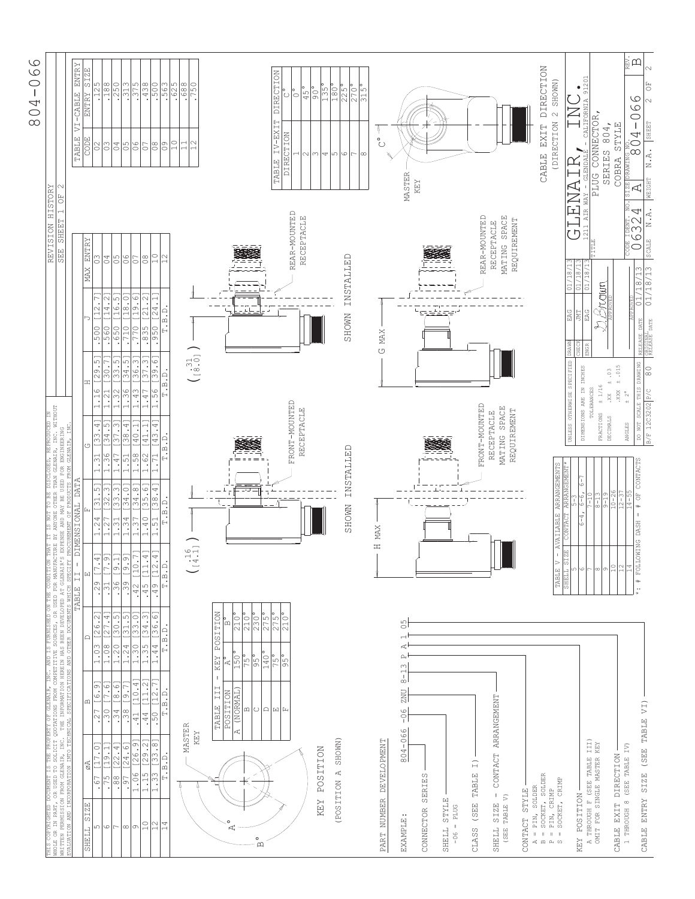# 804-066

THIS COPYRIGHTED DOCUMENT IS THE PROPERTY OF GLENAIR, INC. AND IS FURNISHED ON THE CONDITION THAT IT IS NOT TO BE DISCLOSED, REPRODUCED IN WHOLE OR IN PART, OR USED TO SOLICIT QUOTATIONS FROM COMPETITIVE SOURCES, OR USED FOR MANUFACTURE BY ANYONE OTHER THAN GLENAIR, INC. WITHOUT WRITTEN PERMISSION FROM GLENAIR, INC. THE INFORMATION HEREIN HAS BEEN DEVELOPED AT GLENAIR'S EXPENSE AND MAY BE USED FOR ENGINEERING EVALUATION AND INCORPORATION INTO TECHNICAL SPECIFICATIONS AND OTHER DOCUMENTS WHICH SPECIFY PROCUREMENT OF PRODUCTS FROM GLENAIR, INC.

REVISION HISTORY
SEE SHEET 1 OF 2

## TABLE II - DIMENSIONAL DATA

| SHELL SIZE | ØA | B | D | E | F | G | H | J | MAX ENTRY |
|---|---|---|---|---|---|---|---|---|---|
| 5 | .67 [17.0] | .27 [6.9] | 1.03 [26.2] | .29 [7.4] | 1.24 [31.5] | 1.31 [33.4] | 1.16 [29.5] | .500 [12.7] | 03 |
| 6 | .75 [19.1] | .30 [7.6] | 1.08 [27.4] | .31 [7.9] | 1.27 [32.3] | 1.36 [34.5] | 1.21 [30.7] | .560 [14.2] | 04 |
| 7 | .88 [22.4] | .34 [8.6] | 1.20 [30.5] | .36 [9.1] | 1.31 [33.3] | 1.47 [37.3] | 1.32 [33.5] | .650 [16.5] | 05 |
| 8 | .97 [24.6] | .38 [9.7] | 1.24 [31.5] | .39 [9.9] | 1.34 [34.0] | 1.51 [38.4] | 1.36 [34.5] | .710 [18.0] | 06 |
| 9 | 1.06 [26.9] | .41 [10.4] | 1.30 [33.0] | .42 [10.7] | 1.37 [34.8] | 1.58 [40.1] | 1.43 [36.3] | .770 [19.6] | 07 |
| 10 | 1.15 [29.2] | .44 [11.2] | 1.35 [34.3] | .45 [11.4] | 1.40 [35.6] | 1.62 [41.1] | 1.47 [37.3] | .835 [21.2] | 08 |
| 12 | 1.33 [33.8] | .50 [12.7] | 1.44 [36.6] | .49 [12.4] | 1.51 [38.4] | 1.71 [43.4] | 1.56 [39.6] | .950 [24.1] | 10 |
| 14 | T.B.D. | T.B.D. | T.B.D. | T.B.D. | T.B.D. | T.B.D. | T.B.D. | T.B.D. | 12 |

## TABLE VI - CABLE ENTRY

| CODE | ENTRY SIZE |
|---|---|
| 02 | .125 |
| 03 | .188 |
| 04 | .250 |
| 05 | .313 |
| 06 | .375 |
| 07 | .438 |
| 08 | .500 |
| 09 | .563 |
| 10 | .625 |
| 11 | .688 |
| 12 | .750 |

## TABLE III - KEY POSITION

| POSITION | A° | B° |
|---|---|---|
| A (NORMAL) | 150° | 210° |
| B | 75° | 210° |
| C | 95° | 230° |
| D | 140° | 275° |
| E | 75° | 275° |
| F | 95° | 210° |

## TABLE IV - EXIT DIRECTION

| DIRECTION | C° |
|---|---|
| 1 | 0° |
| 2 | 45° |
| 3 | 90° |
| 4 | 135° |
| 5 | 180° |
| 6 | 225° |
| 7 | 270° |
| 8 | 315° |

## TABLE V - AVAILABLE ARRANGEMENTS

| SHELL SIZE | CONTACT ARRANGEMENT* |
|---|---|
| 5 | 5-3 |
| 6 | 6-4, 6-6, 6-7 |
| 7 | 7-10 |
| 8 | 8-13 |
| 9 | 9-19 |
| 10 | 10-26 |
| 12 | 12-37 |
| 14 | 14-55 |

*: # FOLLOWING DASH = # OF CONTACTS

MASTER KEY

A° B°

KEY POSITION
(POSITION A SHOWN)

( .16 [4.1] ) ( .31 [8.0] )

H MAX — FRONT-MOUNTED RECEPTACLE — SHOWN INSTALLED

REAR-MOUNTED RECEPTACLE — SHOWN INSTALLED

H MAX — FRONT-MOUNTED RECEPTACLE MATING SPACE REQUIREMENT

G MAX — REAR-MOUNTED RECEPTACLE MATING SPACE REQUIREMENT

MASTER KEY — C°

CABLE EXIT DIRECTION
(DIRECTION 2 SHOWN)

## PART NUMBER DEVELOPMENT

EXAMPLE: 804-066 -06 ZNU 8-13 P A 1 05

- CONNECTOR SERIES
- SHELL STYLE
  - -06 = PLUG
- CLASS (SEE TABLE I)
- SHELL SIZE - CONTACT ARRANGEMENT (SEE TABLE V)
- CONTACT STYLE
  - A = PIN, SOLDER
  - B = SOCKET, SOLDER
  - P = PIN, CRIMP
  - S = SOCKET, CRIMP
- KEY POSITION
  - A THROUGH F (SEE TABLE III)
  - OMIT FOR SINGLE MASTER KEY
- CABLE EXIT DIRECTION
  - 1 THROUGH 8 (SEE TABLE IV)
- CABLE ENTRY SIZE (SEE TABLE VI)

UNLESS OTHERWISE SPECIFIED
DIMENSIONS ARE IN INCHES
TOLERANCES
FRACTIONS ± 1/16
DECIMALS .XX ± .03 .XXX ± .015
ANGLES ± 2°
DO NOT SCALE THIS DRAWING
B/F 12C3202 P/C 80

DRAWN EAG 01/18/13
CHECK JMT 01/18/13
ENGR EAG 01/18/13
APPROVED
RELEASE DATE 01/18/13
RELEASE DATE 01/18/13

GLENAIR, INC.
1211 AIR WAY - GLENDALE - CALIFORNIA 91201

TITLE: PLUG CONNECTOR, SERIES 804, COBRA STYLE

CODE IDENT. NO. 06324 | SIZE A | DRAWING NO. 804-066 | REV. B
SCALE N.A. | WEIGHT N.A. | SHEET 2 OF 2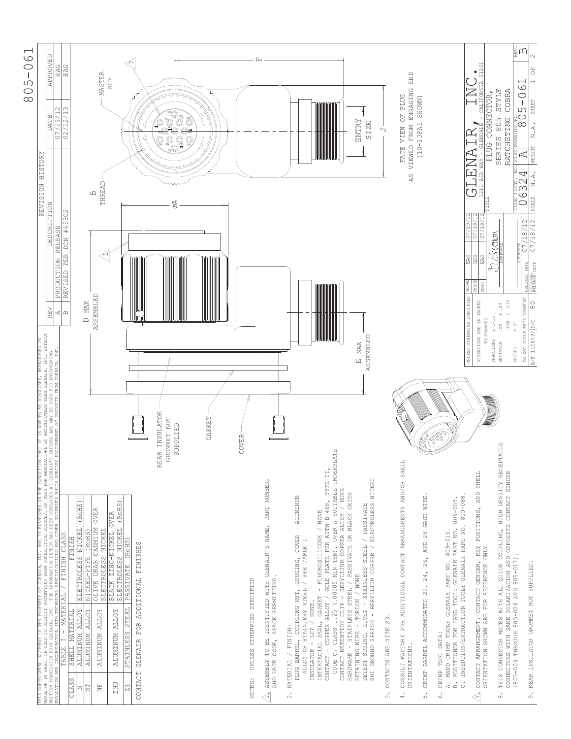# 805-061

THIS COPYRIGHTED DOCUMENT IS THE PROPERTY OF GLENAIR, INC. AND IS FURNISHED ON THE CONDITION THAT IT IS NOT TO BE DISCLOSED, REPRODUCED IN WHOLE OR IN PART, OR USED TO SOLICIT QUOTATIONS FROM COMPETITIVE SOURCES, OR USED FOR MANUFACTURE BY ANYONE OTHER THAN GLENAIR, INC. WITHOUT WRITTEN PERMISSION FROM GLENAIR, INC. THE INFORMATION HEREIN HAS BEEN DEVELOPED AT GLENAIR'S EXPENSE AND MAY BE USED FOR ENGINEERING EVALUATION AND INCORPORATION INTO TECHNICAL SPECIFICATIONS AND OTHER DOCUMENTS WHICH SPECIFY PROCUREMENT OF PRODUCTS FROM GLENAIR, INC.

**REVISION HISTORY**

| REV | DESCRIPTION | DATE | APPROVED |
|---|---|---|---|
| A | PRODUCTION RELEASE | 07/19/12 | EAG |
| B | REVISED PER DCN #45302 | 02/12/13 | EAG |

**TABLE I - MATERIAL / FINISH CLASS**

| CLASS | SHELL MATERIAL | FINISH |
|---|---|---|
| M | ALUMINUM ALLOY | ELECTROLESS NICKEL (RoHS) |
| MT | ALUMINUM ALLOY | NICKEL-PTFE (RoHS) |
| NF | ALUMINUM ALLOY | OLIVE DRAB CADMIUM OVER ELECTROLESS NICKEL |
| ZNU | ALUMINUM ALLOY | BLACK ZINC-NICKEL OVER ELECTROLESS NICKEL (RoHS) |
| Z1 | STAINLESS STEEL | PASSIVATE (RoHS) |

CONTACT GLENAIR FOR ADDITIONAL FINISHES

NOTES: UNLESS OTHERWISE SPECIFIED

1. ASSEMBLY TO BE IDENTIFIED WITH GLENAIR'S NAME, PART NUMBER, AND DATE CODE, SPACE PERMITTING.
2. MATERIAL / FINISH:
   - PLUG BARREL, COUPLING NUT, HOUSING, COVER - ALUMINUM ALLOY OR STAINLESS STEEL / SEE TABLE I
   - INSULATOR - LCP / NONE.
   - INTERFACIAL SEAL, GASKET - FLUOROSILICONE / NONE
   - CONTACT - COPPER ALLOY / GOLD PLATE PER ASTM B 488, TYPE II, CODE C, CLASS 1.25 (.00005 MIN THK), OVER A SUITABLE UNDERPLATE
   - CONTACT RETENTION CLIP - BERYLLIUM COPPER ALLOY / NONE
   - HARDWARE - STAINLESS STEEL / PASSIVATE OR BLACK OXIDE
   - RETAINING WIRE - TORLON / NONE
   - DETENT SPRING, RIVET - STAINLESS STEEL / PASSIVATE
   - EMI GROUND SPRING - BERYLLIUM COPPER / ELECTROLESS NICKEL
3. CONTACTS ARE SIZE 23.
4. CONSULT FACTORY FOR ADDITIONAL CONTACT ARRANGEMENTS AND/OR SHELL ORIENTATIONS.
5. CRIMP BARREL ACCOMMODATES 22, 24, 26, AND 28 GAGE WIRE.
6. CRIMP TOOL DATA:
   - A. HAND CRIMP TOOL: GLENAIR PART NO. 809-015.
   - B. POSITIONER FOR HAND TOOL: GLENAIR PART NO. 809-005.
   - C. INSERTION/EXTRACTION TOOL: GLENAIR PART NO. 809-088.
7. CONTACT ARRANGEMENT, CONTACT GENDER, KEY POSITIONS, AND SHELL ORIENTATION SHOWN ARE FOR REFERENCE ONLY.
8. THIS CONNECTOR MATES WITH ALL QUICK COUPLING, HIGH DENSITY RECEPTACLE CONNECTORS WITH SAME POLARIZATION AND OPPOSITE CONTACT GENDER (805-003 THROUGH 805-006 AND 805-017).
9. REAR INSULATOR GROMMET NOT SUPPLIED.

Drawing labels: D MAX ASSEMBLED; E MAX ASSEMBLED; ØA; B THREAD; F; J; ENTRY SIZE; MASTER KEY; REAR INSULATOR GROMMET NOT SUPPLIED; GASKET; COVER

FACE VIEW OF PLUG AS VIEWED FROM ENGAGING END (10-13PA1 SHOWN)

| UNLESS OTHERWISE SPECIFIED | | |
|---|---|---|
| DIMENSIONS ARE IN INCHES | | |
| TOLERANCES | | |
| FRACTIONS | ± 1/16 | |
| DECIMALS | .XX ± .03 | .XXX ± .015 |
| ANGLES | ± 2° | |
| DO NOT SCALE THIS DRAWING | | |
| B/F 11C8797 | P/C | 80 |

| | | |
|---|---|---|
| DRAWN | EAG | 07/19/12 |
| CHECK | GSB | 07/19/12 |
| ENGR | EAG | 07/19/12 |
| APPROVED | | |
| RELEASE DATE | | 07/18/12 |
| ORIGINAL RELEASE DATE | | 07/18/12 |

GLENAIR, INC.
1211 AIR WAY - GLENDALE - CALIFORNIA 91201

TITLE: PLUG CONNECTOR, SERIES 805 STYLE RATCHETING COBRA

| CODE IDENT. NO. | SIZE | DRAWING NO. | REV. |
|---|---|---|---|
| 06324 | A | 805-061 | B |
| SCALE N.A. | WEIGHT N.A. | SHEET 1 OF 2 | |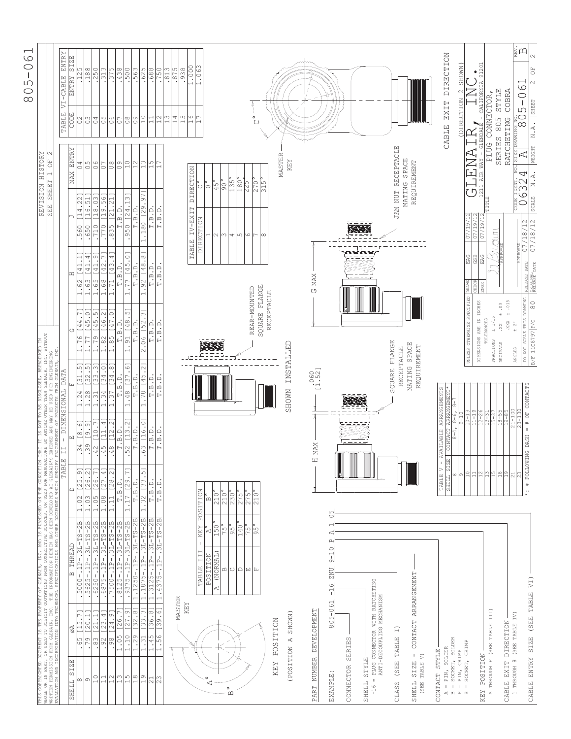# 805-061

THIS COPYRIGHTED DOCUMENT IS THE PROPERTY OF GLENAIR, INC. AND IS FURNISHED ON THE CONDITION THAT IT IS NOT TO BE DISCLOSED, REPRODUCED IN WHOLE OR IN PART, OR USED TO SOLICIT QUOTATIONS FROM COMPETITIVE SOURCES, OR USED FOR MANUFACTURE BY ANYONE OTHER THAN GLENAIR, INC. WITHOUT WRITTEN PERMISSION FROM GLENAIR, INC. THE INFORMATION HEREIN HAS BEEN DEVELOPED AT GLENAIR'S EXPENSE AND MAY BE USED FOR ENGINEERING EVALUATION AND INCORPORATION INTO TECHNICAL SPECIFICATIONS AND OTHER DOCUMENTS WHICH SPECIFY PROCUREMENT OF PRODUCTS FROM GLENAIR, INC.

REVISION HISTORY
SEE SHEET 1 OF 2

TABLE II - DIMENSIONAL DATA

| SHELL SIZE | ØA | B THREAD | D | E | F | G | H | J | MAX ENTRY |
|---|---|---|---|---|---|---|---|---|---|
| 8 | .65 [15.7] | .5000-.1P-.3L-TS-2B | 1.02 [25.9] | .34 [8.6] | 1.24 [31.5] | 1.76 [44.7] | 1.62 [41.1] | .560 [14.22] | 04 |
| 9 | .79 [20.1] | .5625-.1P-.3L-TS-2B | 1.03 [26.2] | .39 [9.9] | 1.28 [32.5] | 1.77 [45.0] | 1.63 [41.4] | .650 [16.51] | 05 |
| 10 | .83 [21.1] | .6250-.1P-.3L-TS-2B | 1.05 [26.7] | .42 [10.7] | 1.31 [33.3] | 1.79 [45.5] | 1.65 [41.9] | .710 [18.03] | 06 |
| 11 | .92 [23.4] | .6875-.1P-.3L-TS-2B | 1.08 [27.4] | .45 [11.4] | 1.34 [34.0] | 1.82 [46.2] | 1.68 [42.7] | .770 [19.56] | 07 |
| 12 | .98 [24.9] | .7500-.1P-.3L-TS-2B | 1.11 [28.2] | .48 [12.2] | 1.37 [34.8] | 1.85 [47.0] | 1.71 [43.4] | .835 [21.21] | 08 |
| 13 | 1.05 [26.7] | .8125-.1P-.3L-TS-2B | T.B.D. | T.B.D. | T.B.D. | T.B.D. | T.B.D. | T.B.D. | 09 |
| 15 | 1.10 [27.9] | .9375-.1P-.3L-TS-2B | 1.17 [29.7] | .52 [13.2] | 1.48 [37.6] | 1.91 [48.5] | 1.77 [45.0] | .950 [24.13] | 10 |
| 18 | 1.29 [32.8] | 1.1250-.1P-.3L-TS-2B | T.B.D. | T.B.D. | T.B.D. | T.B.D. | T.B.D. | T.B.D. | 12 |
| 19 | 1.31 [33.3] | 1.1875-.1P-.3L-TS-2B | 1.32 [33.5] | .63 [16.0] | 1.78 [45.2] | 2.06 [52.3] | 1.92 [48.8] | 1.180 [29.97] | 13 |
| 21 | 1.45 [36.8] | 1.3125-.1P-.3L-TS-2B | T.B.D. | T.B.D. | T.B.D. | T.B.D. | T.B.D. | T.B.D. | 15 |
| 23 | 1.56 [39.6] | 1.4375-.1P-.3L-TS-2B | T.B.D. | T.B.D. | T.B.D. | T.B.D. | T.B.D. | T.B.D. | 17 |

TABLE VI-CABLE ENTRY

| CODE | ENTRY SIZE |
|---|---|
| 02 | .125 |
| 03 | .188 |
| 04 | .250 |
| 05 | .313 |
| 06 | .375 |
| 07 | .438 |
| 08 | .500 |
| 09 | .563 |
| 10 | .625 |
| 11 | .688 |
| 12 | .750 |
| 13 | .813 |
| 14 | .875 |
| 15 | .938 |
| 16 | 1.000 |
| 17 | 1.063 |

TABLE III - KEY POSITION

| POSITION | A° | B° |
|---|---|---|
| A (NORMAL) | 150° | 210° |
| B | 75° | 210° |
| C | 95° | 230° |
| D | 140° | 275° |
| E | 75° | 275° |
| F | 95° | 210° |

TABLE IV-EXIT DIRECTION

| DIRECTION | C° |
|---|---|
| 1 | 0° |
| 2 | 45° |
| 3 | 90° |
| 4 | 135° |
| 5 | 180° |
| 6 | 225° |
| 7 | 270° |
| 8 | 315° |

TABLE V - AVAILABLE ARRANGEMENTS

| SHELL SIZE | CONTACT ARRANGEMENT* |
|---|---|
| 8 | 8-4, 8-6, 8-7 |
| 9 | 9-10 |
| 10 | 10-13 |
| 11 | 11-19 |
| 12 | 12-26 |
| 13 | 13-31 |
| 15 | 15-37 |
| 18 | 18-55 |
| 19 | 19-85 |
| 21 | 21-100 |
| 23 | 23-130 |

*: # FOLLOWING DASH = # OF CONTACTS

MASTER KEY
A°
B°

KEY POSITION
(POSITION A SHOWN)

## PART NUMBER DEVELOPMENT

EXAMPLE: 805-061 -16 ZNU 9-10 P A 1 05

- CONNECTOR SERIES
- SHELL STYLE
  - -16 = PLUG CONNECTOR WITH RATCHETING ANTI-DECOUPLING MECHANISM
- CLASS (SEE TABLE I)
- SHELL SIZE - CONTACT ARRANGEMENT (SEE TABLE V)
- CONTACT STYLE
  - A = PIN, SOLDER
  - B = SOCKET, SOLDER
  - P = PIN, CRIMP
  - S = SOCKET, CRIMP
- KEY POSITION
  - A THROUGH F (SEE TABLE III)
- CABLE EXIT DIRECTION
  - 1 THROUGH 8 (SEE TABLE IV)
- CABLE ENTRY SIZE (SEE TABLE VI)

H MAX
.060 [1.52]
SHOWN INSTALLED
REAR-MOUNTED SQUARE FLANGE RECEPTACLE
SQUARE FLANGE RECEPTACLE MATING SPACE REQUIREMENT
G MAX
JAM NUT RECEPTACLE MATING SPACE REQUIREMENT
MASTER KEY
C°

CABLE EXIT DIRECTION
(DIRECTION 2 SHOWN)

UNLESS OTHERWISE SPECIFIED
DIMENSIONS ARE IN INCHES
TOLERANCES
FRACTIONS ± 1/16
DECIMALS .XX ± .03 .XXX ± .015
ANGLES ± 2°
DO NOT SCALE THIS DRAWING
B/F 11C8797 P/C 80

DRAWN EAG 07/19/12
CHECK GSB 07/19/12
ENGR EAG 07/19/12
APPROVED
APPROVED 07/18/12
RELEASE DATE 07/18/12
ORIGINAL RELEASE DATE 07/18/12

GLENAIR, INC.
1211 AIR WAY - GLENDALE - CALIFORNIA 91201
TITLE: PLUG CONNECTOR, SERIES 805 STYLE RATCHETING COBRA
CODE IDENT. NO. 06324 | SIZE A | DRAWING NO. 805-061 | REV. B
SCALE N.A. | WEIGHT N.A. | SHEET 2 OF 2